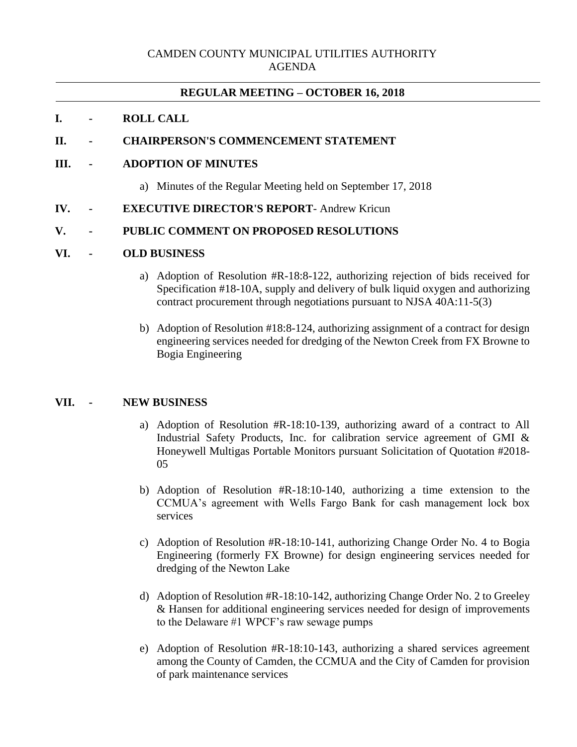# CAMDEN COUNTY MUNICIPAL UTILITIES AUTHORITY
## AGENDA

---

**REGULAR MEETING – OCTOBER 16, 2018**

---

**I. - ROLL CALL**

**II. - CHAIRPERSON'S COMMENCEMENT STATEMENT**

**III. - ADOPTION OF MINUTES**

a) Minutes of the Regular Meeting held on September 17, 2018

**IV. - EXECUTIVE DIRECTOR'S REPORT**- Andrew Kricun

**V. - PUBLIC COMMENT ON PROPOSED RESOLUTIONS**

**VI. - OLD BUSINESS**

a) Adoption of Resolution #R-18:8-122, authorizing rejection of bids received for Specification #18-10A, supply and delivery of bulk liquid oxygen and authorizing contract procurement through negotiations pursuant to NJSA 40A:11-5(3)

b) Adoption of Resolution #18:8-124, authorizing assignment of a contract for design engineering services needed for dredging of the Newton Creek from FX Browne to Bogia Engineering

**VII. - NEW BUSINESS**

a) Adoption of Resolution #R-18:10-139, authorizing award of a contract to All Industrial Safety Products, Inc. for calibration service agreement of GMI & Honeywell Multigas Portable Monitors pursuant Solicitation of Quotation #2018-05

b) Adoption of Resolution #R-18:10-140, authorizing a time extension to the CCMUA's agreement with Wells Fargo Bank for cash management lock box services

c) Adoption of Resolution #R-18:10-141, authorizing Change Order No. 4 to Bogia Engineering (formerly FX Browne) for design engineering services needed for dredging of the Newton Lake

d) Adoption of Resolution #R-18:10-142, authorizing Change Order No. 2 to Greeley & Hansen for additional engineering services needed for design of improvements to the Delaware #1 WPCF's raw sewage pumps

e) Adoption of Resolution #R-18:10-143, authorizing a shared services agreement among the County of Camden, the CCMUA and the City of Camden for provision of park maintenance services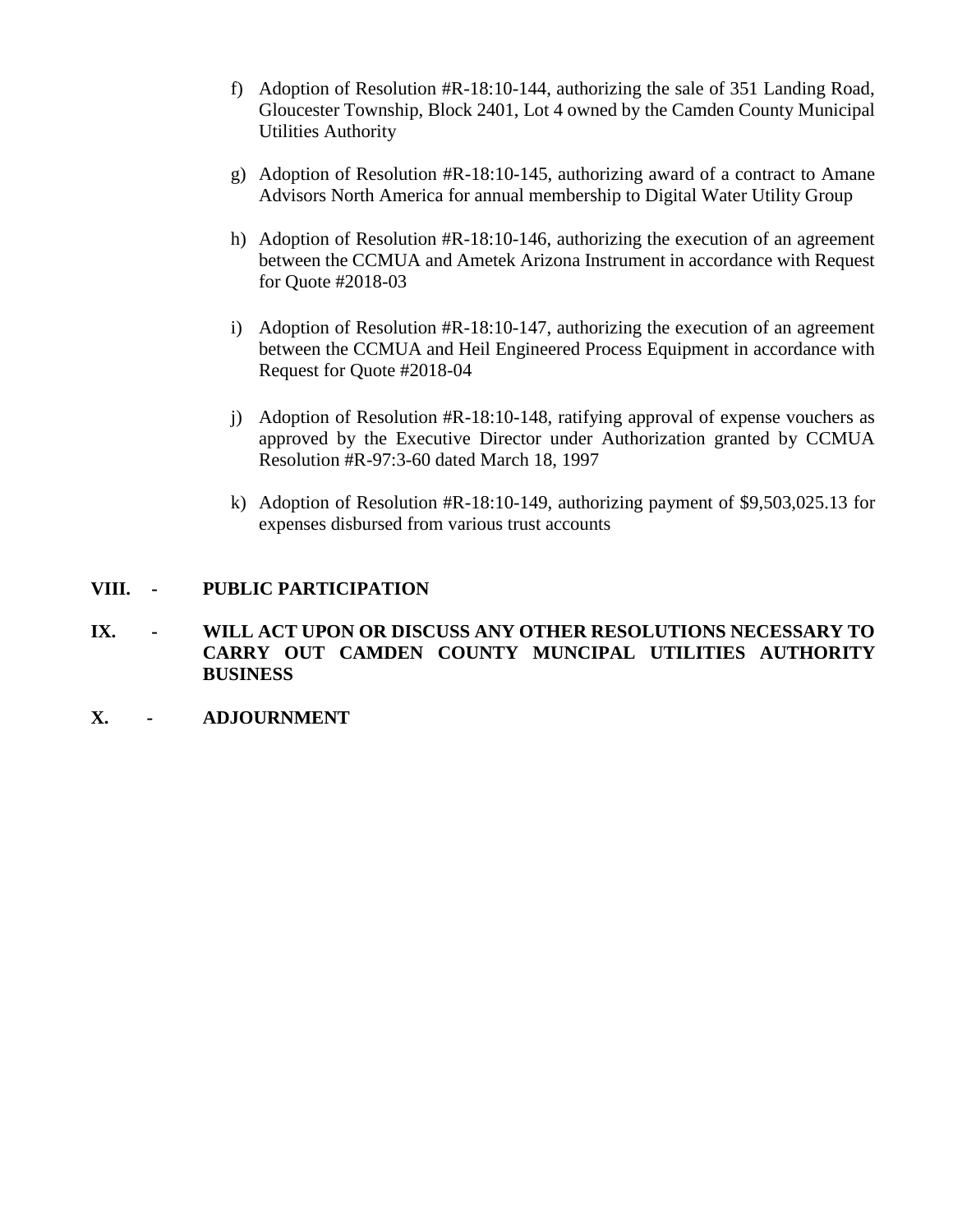f) Adoption of Resolution #R-18:10-144, authorizing the sale of 351 Landing Road, Gloucester Township, Block 2401, Lot 4 owned by the Camden County Municipal Utilities Authority

g) Adoption of Resolution #R-18:10-145, authorizing award of a contract to Amane Advisors North America for annual membership to Digital Water Utility Group

h) Adoption of Resolution #R-18:10-146, authorizing the execution of an agreement between the CCMUA and Ametek Arizona Instrument in accordance with Request for Quote #2018-03

i) Adoption of Resolution #R-18:10-147, authorizing the execution of an agreement between the CCMUA and Heil Engineered Process Equipment in accordance with Request for Quote #2018-04

j) Adoption of Resolution #R-18:10-148, ratifying approval of expense vouchers as approved by the Executive Director under Authorization granted by CCMUA Resolution #R-97:3-60 dated March 18, 1997

k) Adoption of Resolution #R-18:10-149, authorizing payment of $9,503,025.13 for expenses disbursed from various trust accounts

**VIII. - PUBLIC PARTICIPATION**

**IX. - WILL ACT UPON OR DISCUSS ANY OTHER RESOLUTIONS NECESSARY TO CARRY OUT CAMDEN COUNTY MUNCIPAL UTILITIES AUTHORITY BUSINESS**

**X. - ADJOURNMENT**